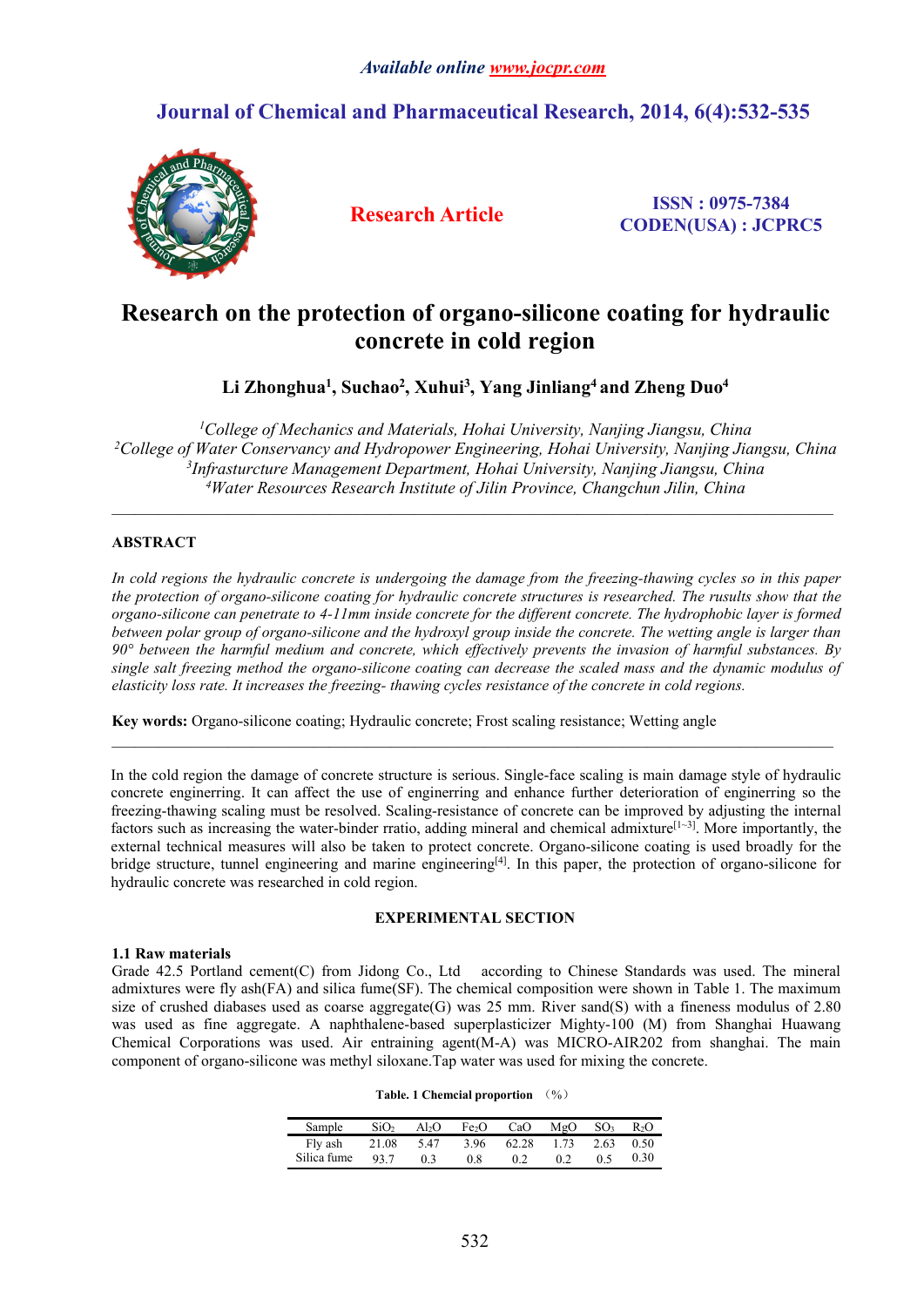# Research on the protection of organo-silicone coating for hydraulic concrete in cold region

**Li Zhonghua[1], Suchao[2], Xuhui[3], Yang Jinliang[4] and Zheng Duo[4]**

*[1]College of Mechanics and Materials, Hohai University, Nanjing Jiangsu, China*
*[2]College of Water Conservancy and Hydropower Engineering, Hohai University, Nanjing Jiangsu, China*
*[3]Infrasturcture Management Department, Hohai University, Nanjing Jiangsu, China*
*[4]Water Resources Research Institute of Jilin Province, Changchun Jilin, China*

---

## ABSTRACT

*In cold regions the hydraulic concrete is undergoing the damage from the freezing-thawing cycles so in this paper the protection of organo-silicone coating for hydraulic concrete structures is researched. The rusults show that the organo-silicone can penetrate to 4-11mm inside concrete for the different concrete. The hydrophobic layer is formed between polar group of organo-silicone and the hydroxyl group inside the concrete. The wetting angle is larger than 90° between the harmful medium and concrete, which effectively prevents the invasion of harmful substances. By single salt freezing method the organo-silicone coating can decrease the scaled mass and the dynamic modulus of elasticity loss rate. It increases the freezing- thawing cycles resistance of the concrete in cold regions.*

**Key words:** Organo-silicone coating; Hydraulic concrete; Frost scaling resistance; Wetting angle

---

In the cold region the damage of concrete structure is serious. Single-face scaling is main damage style of hydraulic concrete engineering. It can affect the use of engineering and enhance further deterioration of engineering so the freezing-thawing scaling must be resolved. Scaling-resistance of concrete can be improved by adjusting the internal factors such as increasing the water-binder rratio, adding mineral and chemical admixture[1~3]. More importantly, the external technical measures will also be taken to protect concrete. Organo-silicone coating is used broadly for the bridge structure, tunnel engineering and marine engineering[4]. In this paper, the protection of organo-silicone for hydraulic concrete was researched in cold region.

## EXPERIMENTAL SECTION

### 1.1 Raw materials

Grade 42.5 Portland cement(C) from Jidong Co., Ltd according to Chinese Standards was used. The mineral admixtures were fly ash(FA) and silica fume(SF). The chemical composition were shown in Table 1. The maximum size of crushed diabases used as coarse aggregate(G) was 25 mm. River sand(S) with a fineness modulus of 2.80 was used as fine aggregate. A naphthalene-based superplasticizer Mighty-100 (M) from Shanghai Huawang Chemical Corporations was used. Air entraining agent(M-A) was MICRO-AIR202 from shanghai. The main component of organo-silicone was methyl siloxane.Tap water was used for mixing the concrete.

**Table. 1 Chemcial proportion （%）**

| Sample | $SiO_2$ | $Al_2O$ | $Fe_2O$ | CaO | MgO | $SO_3$ | $R_2O$ |
|---|---|---|---|---|---|---|---|
| Fly ash | 21.08 | 5.47 | 3.96 | 62.28 | 1.73 | 2.63 | 0.50 |
| Silica fume | 93.7 | 0.3 | 0.8 | 0.2 | 0.2 | 0.5 | 0.30 |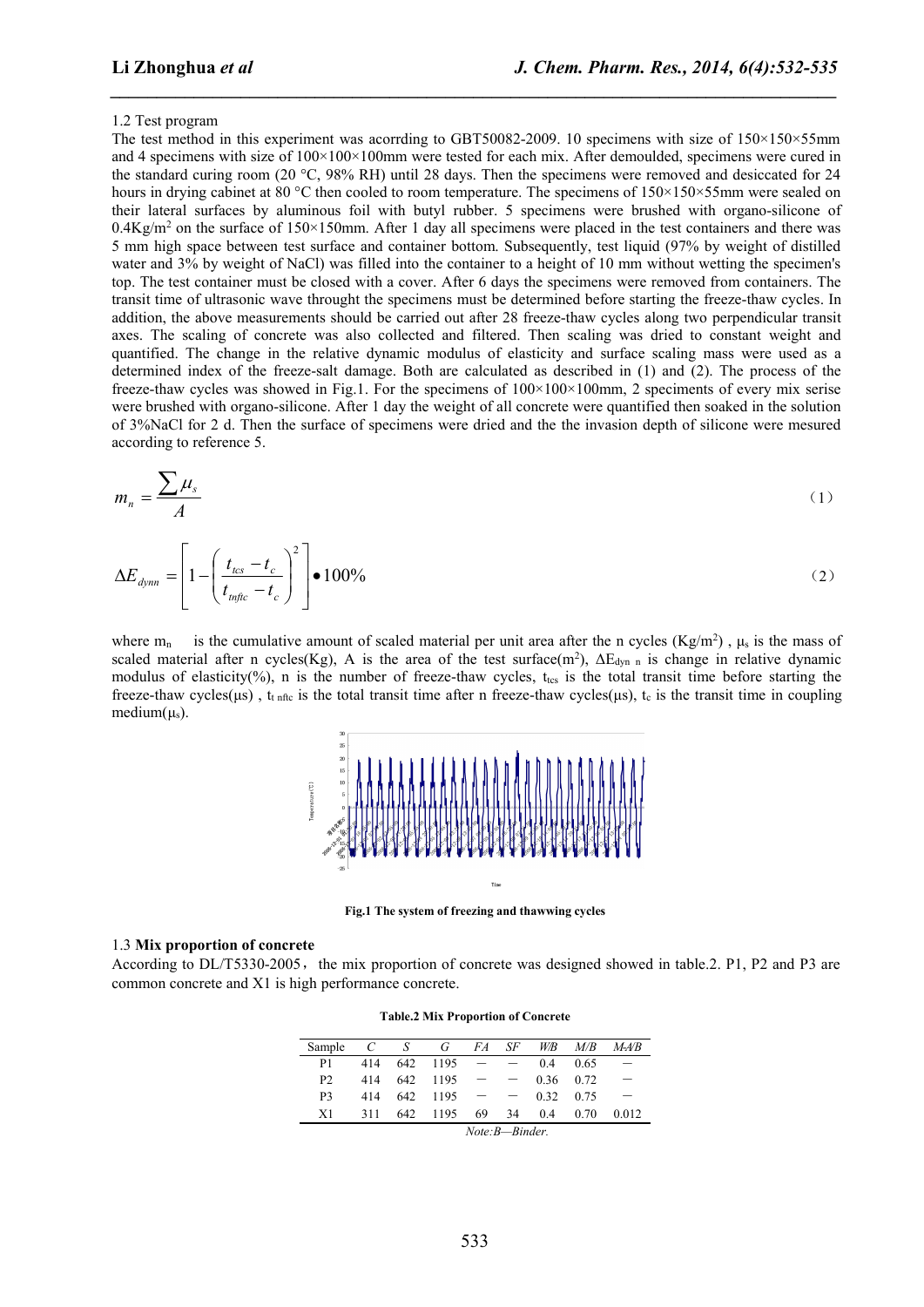1.2 Test program

The test method in this experiment was acorrding to GBT50082-2009. 10 specimens with size of 150×150×55mm and 4 specimens with size of 100×100×100mm were tested for each mix. After demoulded, specimens were cured in the standard curing room (20 °C, 98% RH) until 28 days. Then the specimens were removed and desiccated for 24 hours in drying cabinet at 80 °C then cooled to room temperature. The specimens of 150×150×55mm were sealed on their lateral surfaces by aluminous foil with butyl rubber. 5 specimens were brushed with organo-silicone of $0.4Kg/m^2$ on the surface of 150×150mm. After 1 day all specimens were placed in the test containers and there was 5 mm high space between test surface and container bottom. Subsequently, test liquid (97% by weight of distilled water and 3% by weight of NaCl) was filled into the container to a height of 10 mm without wetting the specimen's top. The test container must be closed with a cover. After 6 days the specimens were removed from containers. The transit time of ultrasonic wave throught the specimens must be determined before starting the freeze-thaw cycles. In addition, the above measurements should be carried out after 28 freeze-thaw cycles along two perpendicular transit axes. The scaling of concrete was also collected and filtered. Then scaling was dried to constant weight and quantified. The change in the relative dynamic modulus of elasticity and surface scaling mass were used as a determined index of the freeze-salt damage. Both are calculated as described in (1) and (2). The process of the freeze-thaw cycles was showed in Fig.1. For the specimens of 100×100×100mm, 2 speciments of every mix serise were brushed with organo-silicone. After 1 day the weight of all concrete were quantified then soaked in the solution of 3%NaCl for 2 d. Then the surface of specimens were dried and the the invasion depth of silicone were mesured according to reference 5.

$$m_n = \frac{\sum \mu_s}{A} \tag{1}$$

$$\Delta E_{dynn} = \left[1 - \left(\frac{t_{tcs} - t_c}{t_{tnftc} - t_c}\right)^2\right] \bullet 100\% \tag{2}$$

where $m_n$ is the cumulative amount of scaled material per unit area after the n cycles ($Kg/m^2$) , $\mu_s$ is the mass of scaled material after n cycles(Kg), A is the area of the test surface($m^2$), $\Delta E_{dyn\ n}$ is change in relative dynamic modulus of elasticity(%), n is the number of freeze-thaw cycles, $t_{tcs}$ is the total transit time before starting the freeze-thaw cycles(μs) , $t_{t\ nftc}$ is the total transit time after n freeze-thaw cycles(μs), $t_c$ is the transit time in coupling medium(μs).

**Fig.1 The system of freezing and thawwing cycles**

1.3 **Mix proportion of concrete**

According to DL/T5330-2005，the mix proportion of concrete was designed showed in table.2. P1, P2 and P3 are common concrete and X1 is high performance concrete.

**Table.2 Mix Proportion of Concrete**

| Sample | *C* | *S* | *G* | *FA* | *SF* | *W/B* | *M/B* | *M-A/B* |
|---|---|---|---|---|---|---|---|---|
| P1 | 414 | 642 | 1195 | — | — | 0.4 | 0.65 | — |
| P2 | 414 | 642 | 1195 | — | — | 0.36 | 0.72 | — |
| P3 | 414 | 642 | 1195 | — | — | 0.32 | 0.75 | — |
| X1 | 311 | 642 | 1195 | 69 | 34 | 0.4 | 0.70 | 0.012 |

*Note:B—Binder.*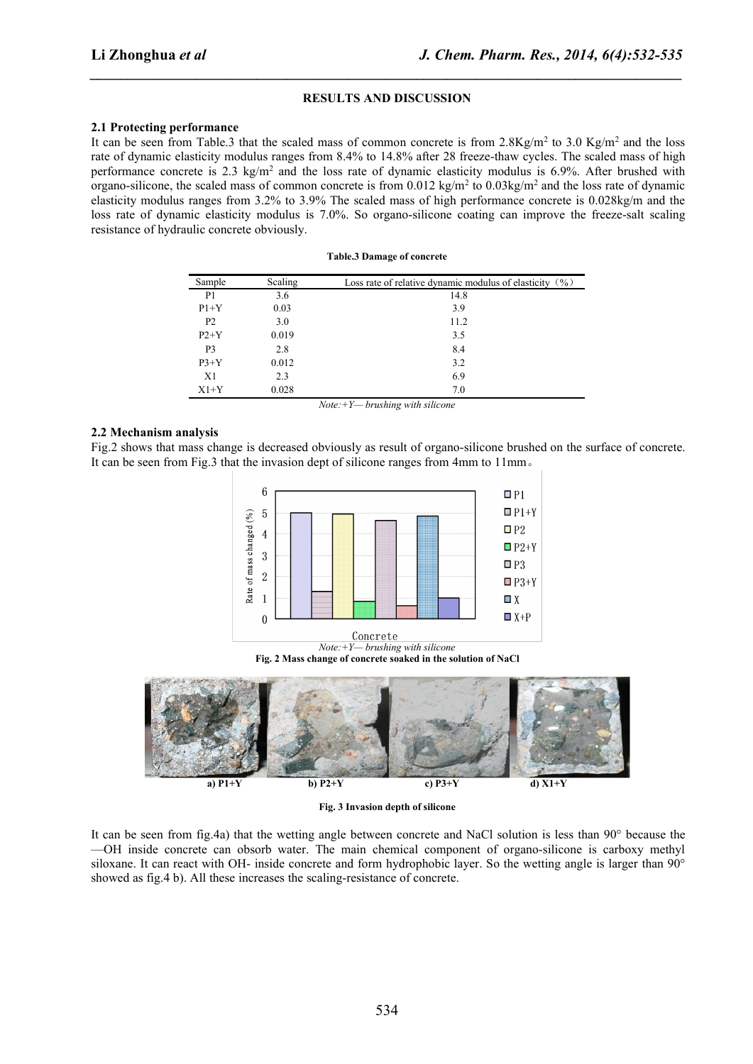## RESULTS AND DISCUSSION

### 2.1 Protecting performance

It can be seen from Table.3 that the scaled mass of common concrete is from 2.8Kg/m$^2$ to 3.0 Kg/m$^2$ and the loss rate of dynamic elasticity modulus ranges from 8.4% to 14.8% after 28 freeze-thaw cycles. The scaled mass of high performance concrete is 2.3 kg/m$^2$ and the loss rate of dynamic elasticity modulus is 6.9%. After brushed with organo-silicone, the scaled mass of common concrete is from 0.012 kg/m$^2$ to 0.03kg/m$^2$ and the loss rate of dynamic elasticity modulus ranges from 3.2% to 3.9% The scaled mass of high performance concrete is 0.028kg/m and the loss rate of dynamic elasticity modulus is 7.0%. So organo-silicone coating can improve the freeze-salt scaling resistance of hydraulic concrete obviously.

**Table.3 Damage of concrete**

| Sample | Scaling | Loss rate of relative dynamic modulus of elasticity（%） |
|---|---|---|
| P1 | 3.6 | 14.8 |
| P1+Y | 0.03 | 3.9 |
| P2 | 3.0 | 11.2 |
| P2+Y | 0.019 | 3.5 |
| P3 | 2.8 | 8.4 |
| P3+Y | 0.012 | 3.2 |
| X1 | 2.3 | 6.9 |
| X1+Y | 0.028 | 7.0 |

*Note:+Y— brushing with silicone*

### 2.2 Mechanism analysis

Fig.2 shows that mass change is decreased obviously as result of organo-silicone brushed on the surface of concrete. It can be seen from Fig.3 that the invasion dept of silicone ranges from 4mm to 11mm。

*Note:+Y— brushing with silicone*

**Fig. 2 Mass change of concrete soaked in the solution of NaCl**

a) P1+Y b) P2+Y c) P3+Y d) X1+Y

**Fig. 3 Invasion depth of silicone**

It can be seen from fig.4a) that the wetting angle between concrete and NaCl solution is less than 90° because the —OH inside concrete can obsorb water. The main chemical component of organo-silicone is carboxy methyl siloxane. It can react with OH- inside concrete and form hydrophobic layer. So the wetting angle is larger than 90° showed as fig.4 b). All these increases the scaling-resistance of concrete.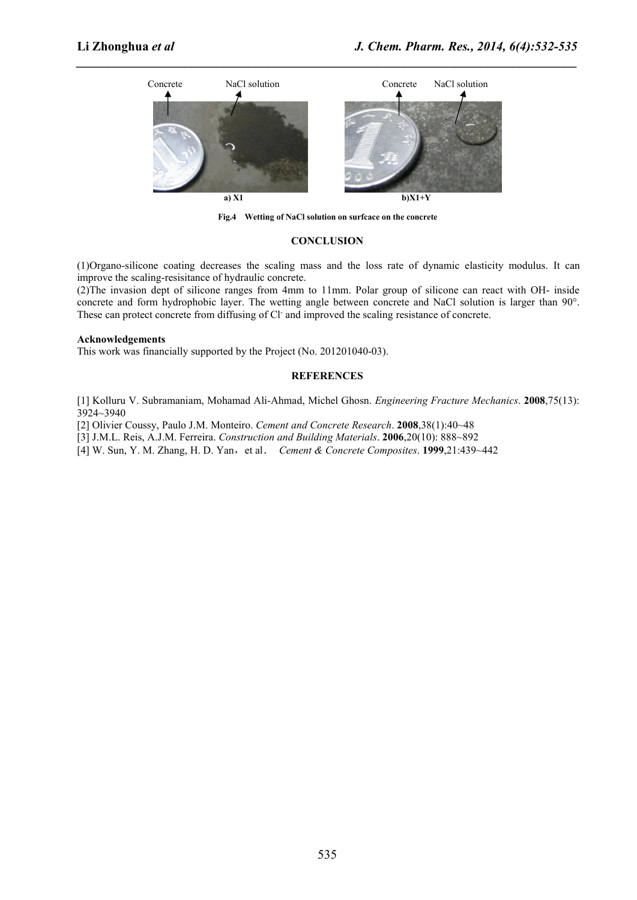Concrete NaCl solution

a) X1

Concrete NaCl solution

b)X1+Y

**Fig.4 Wetting of NaCl solution on surfcace on the concrete**

## CONCLUSION

(1)Organo-silicone coating decreases the scaling mass and the loss rate of dynamic elasticity modulus. It can improve the scaling-resisitance of hydraulic concrete.

(2)The invasion dept of silicone ranges from 4mm to 11mm. Polar group of silicone can react with OH- inside concrete and form hydrophobic layer. The wetting angle between concrete and NaCl solution is larger than 90°. These can protect concrete from diffusing of $Cl^-$ and improved the scaling resistance of concrete.

**Acknowledgements**

This work was financially supported by the Project (No. 201201040-03).

## REFERENCES

[1] Kolluru V. Subramaniam, Mohamad Ali-Ahmad, Michel Ghosn. *Engineering Fracture Mechanics*. **2008**,75(13): 3924~3940

[2] Olivier Coussy, Paulo J.M. Monteiro. *Cement and Concrete Research*. **2008**,38(1):40~48

[3] J.M.L. Reis, A.J.M. Ferreira. *Construction and Building Materials*. **2006**,20(10): 888~892

[4] W. Sun, Y. M. Zhang, H. D. Yan，et al． *Cement & Concrete Composites*. **1999**,21:439~442